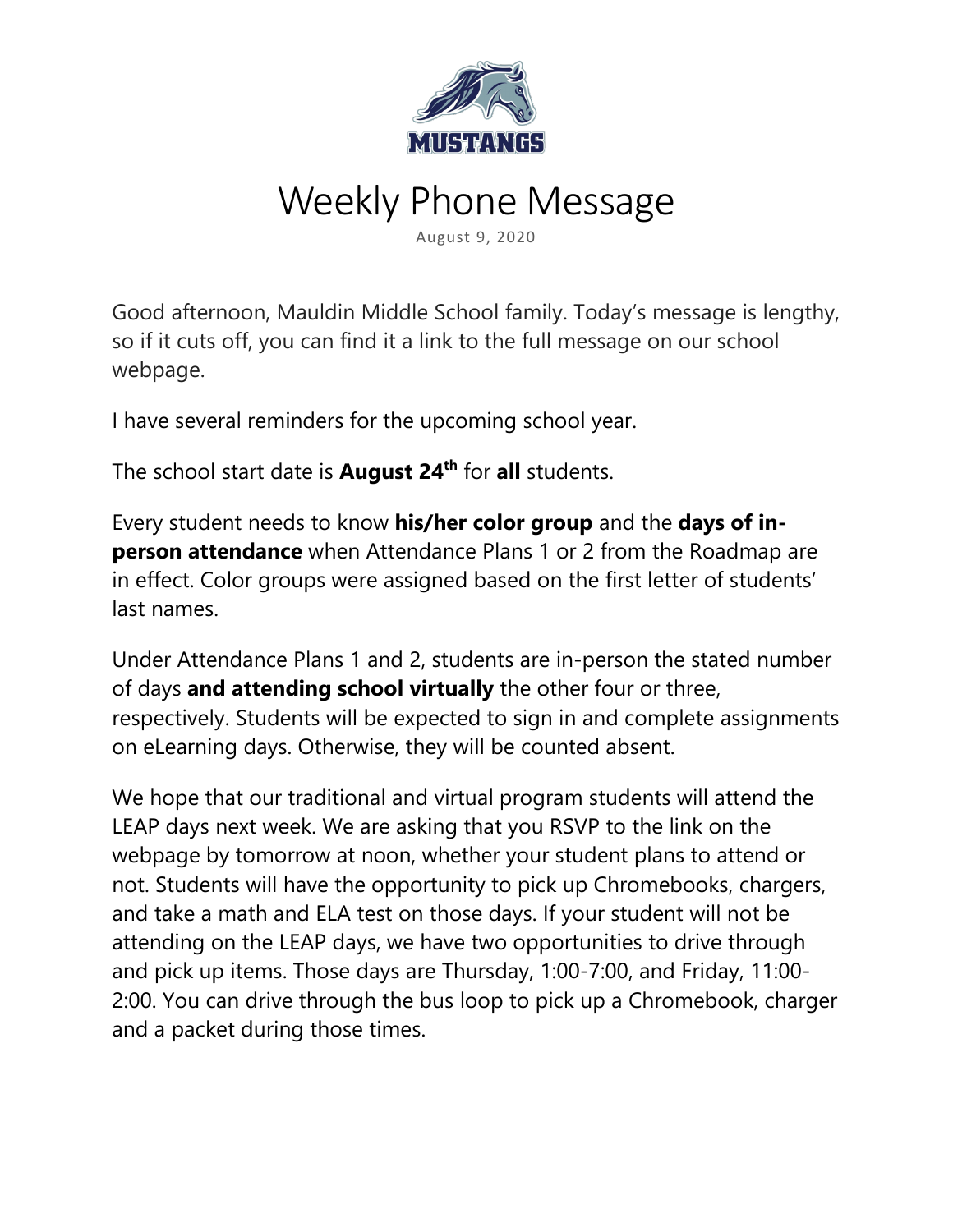MUSTANGS

# Weekly Phone Message

August 9, 2020

Good afternoon, Mauldin Middle School family. Today's message is lengthy, so if it cuts off, you can find it a link to the full message on our school webpage.

I have several reminders for the upcoming school year.

The school start date is **August 24th** for **all** students.

Every student needs to know **his/her color group** and the **days of in-person attendance** when Attendance Plans 1 or 2 from the Roadmap are in effect. Color groups were assigned based on the first letter of students' last names.

Under Attendance Plans 1 and 2, students are in-person the stated number of days **and attending school virtually** the other four or three, respectively. Students will be expected to sign in and complete assignments on eLearning days. Otherwise, they will be counted absent.

We hope that our traditional and virtual program students will attend the LEAP days next week. We are asking that you RSVP to the link on the webpage by tomorrow at noon, whether your student plans to attend or not. Students will have the opportunity to pick up Chromebooks, chargers, and take a math and ELA test on those days. If your student will not be attending on the LEAP days, we have two opportunities to drive through and pick up items. Those days are Thursday, 1:00-7:00, and Friday, 11:00-2:00. You can drive through the bus loop to pick up a Chromebook, charger and a packet during those times.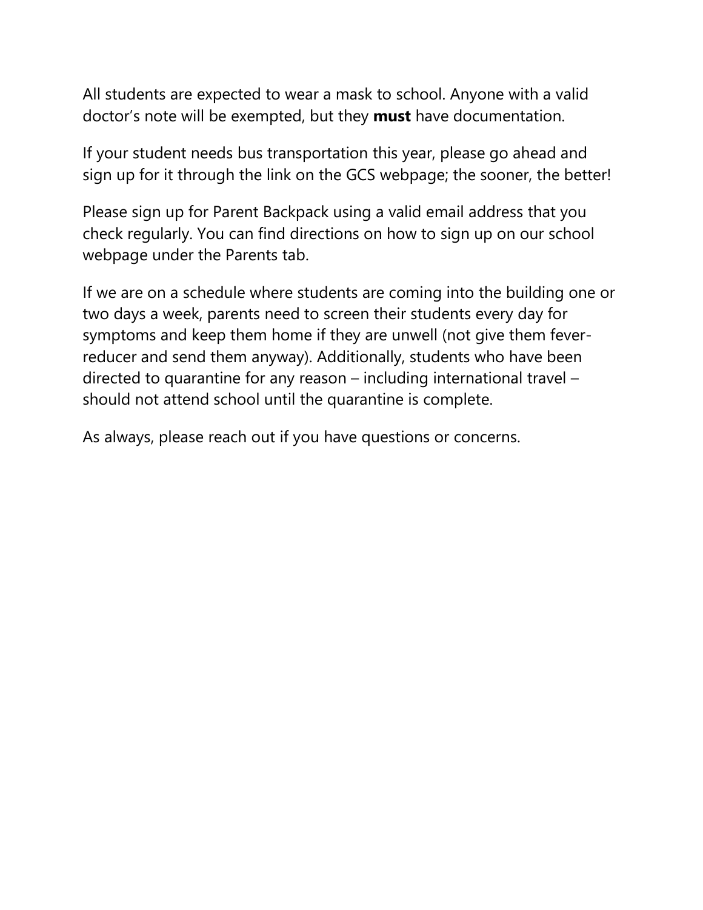All students are expected to wear a mask to school. Anyone with a valid doctor's note will be exempted, but they **must** have documentation.

If your student needs bus transportation this year, please go ahead and sign up for it through the link on the GCS webpage; the sooner, the better!

Please sign up for Parent Backpack using a valid email address that you check regularly. You can find directions on how to sign up on our school webpage under the Parents tab.

If we are on a schedule where students are coming into the building one or two days a week, parents need to screen their students every day for symptoms and keep them home if they are unwell (not give them fever-reducer and send them anyway). Additionally, students who have been directed to quarantine for any reason – including international travel – should not attend school until the quarantine is complete.

As always, please reach out if you have questions or concerns.